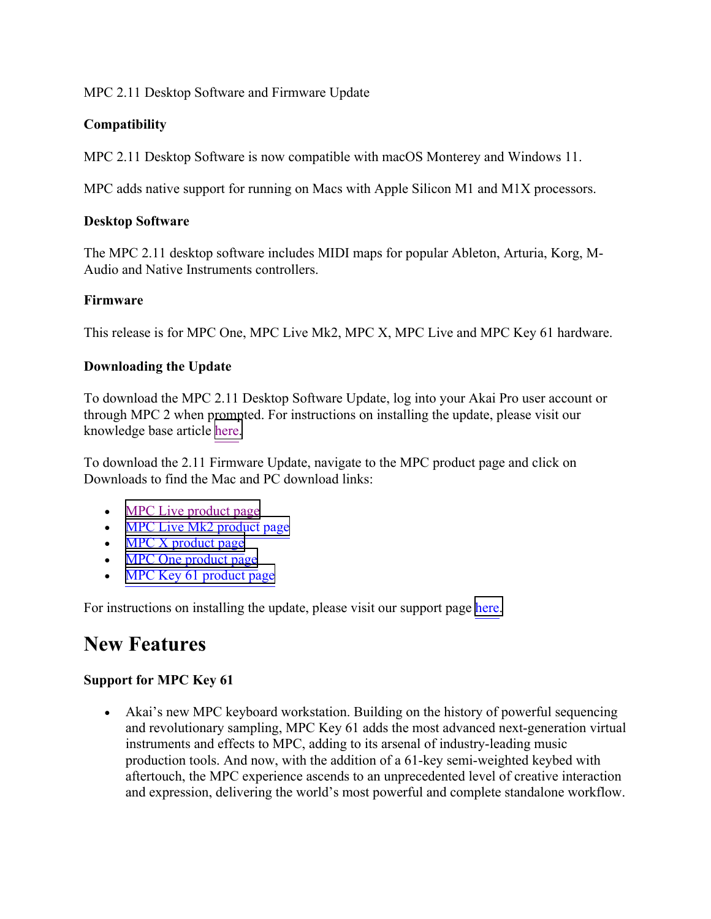MPC 2.11 Desktop Software and Firmware Update

**Compatibility**

MPC 2.11 Desktop Software is now compatible with macOS Monterey and Windows 11.

MPC adds native support for running on Macs with Apple Silicon M1 and M1X processors.

**Desktop Software**

The MPC 2.11 desktop software includes MIDI maps for popular Ableton, Arturia, Korg, M-Audio and Native Instruments controllers.

**Firmware**

This release is for MPC One, MPC Live Mk2, MPC X, MPC Live and MPC Key 61 hardware.

**Downloading the Update**

To download the MPC 2.11 Desktop Software Update, log into your Akai Pro user account or through MPC 2 when prompted. For instructions on installing the update, please visit our knowledge base article here.

To download the 2.11 Firmware Update, navigate to the MPC product page and click on Downloads to find the Mac and PC download links:

- MPC Live product page
- MPC Live Mk2 product page
- MPC X product page
- MPC One product page
- MPC Key 61 product page

For instructions on installing the update, please visit our support page here.

# New Features

**Support for MPC Key 61**

- Akai's new MPC keyboard workstation. Building on the history of powerful sequencing and revolutionary sampling, MPC Key 61 adds the most advanced next-generation virtual instruments and effects to MPC, adding to its arsenal of industry-leading music production tools. And now, with the addition of a 61-key semi-weighted keybed with aftertouch, the MPC experience ascends to an unprecedented level of creative interaction and expression, delivering the world's most powerful and complete standalone workflow.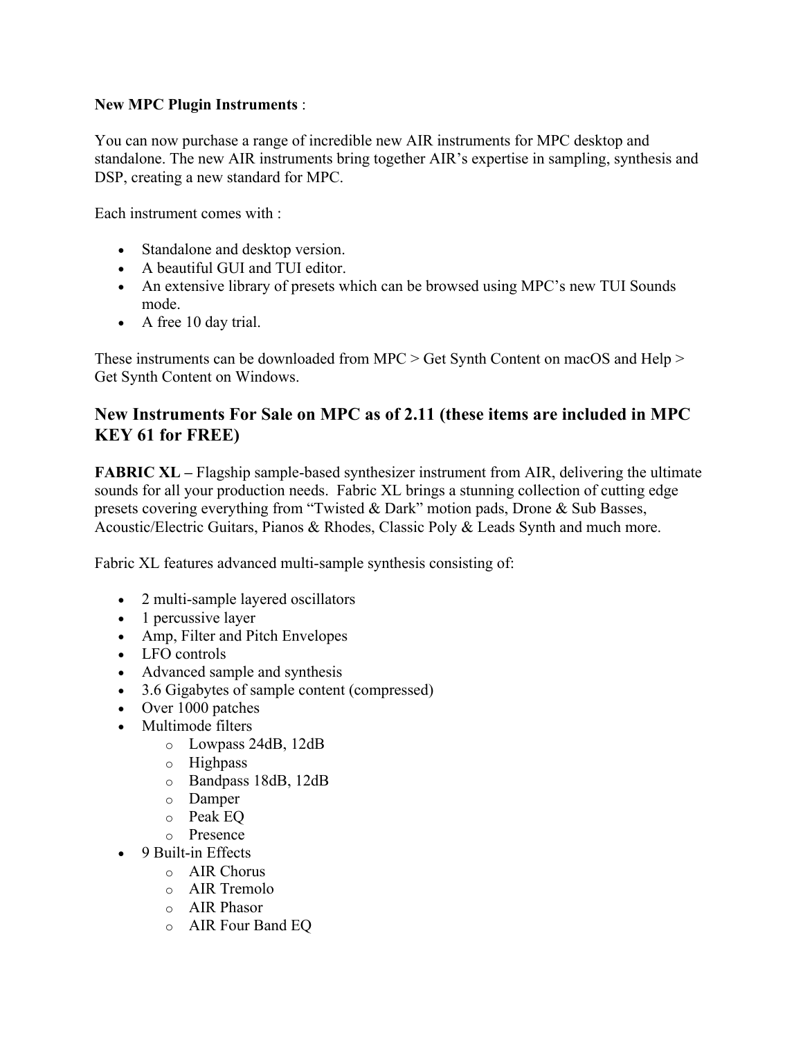**New MPC Plugin Instruments** :

You can now purchase a range of incredible new AIR instruments for MPC desktop and standalone. The new AIR instruments bring together AIR's expertise in sampling, synthesis and DSP, creating a new standard for MPC.

Each instrument comes with :

- Standalone and desktop version.
- A beautiful GUI and TUI editor.
- An extensive library of presets which can be browsed using MPC's new TUI Sounds mode.
- A free 10 day trial.

These instruments can be downloaded from MPC > Get Synth Content on macOS and Help > Get Synth Content on Windows.

## New Instruments For Sale on MPC as of 2.11 (these items are included in MPC KEY 61 for FREE)

**FABRIC XL –** Flagship sample-based synthesizer instrument from AIR, delivering the ultimate sounds for all your production needs. Fabric XL brings a stunning collection of cutting edge presets covering everything from "Twisted & Dark" motion pads, Drone & Sub Basses, Acoustic/Electric Guitars, Pianos & Rhodes, Classic Poly & Leads Synth and much more.

Fabric XL features advanced multi-sample synthesis consisting of:

- 2 multi-sample layered oscillators
- 1 percussive layer
- Amp, Filter and Pitch Envelopes
- LFO controls
- Advanced sample and synthesis
- 3.6 Gigabytes of sample content (compressed)
- Over 1000 patches
- Multimode filters
  - Lowpass 24dB, 12dB
  - Highpass
  - Bandpass 18dB, 12dB
  - Damper
  - Peak EQ
  - Presence
- 9 Built-in Effects
  - AIR Chorus
  - AIR Tremolo
  - AIR Phasor
  - AIR Four Band EQ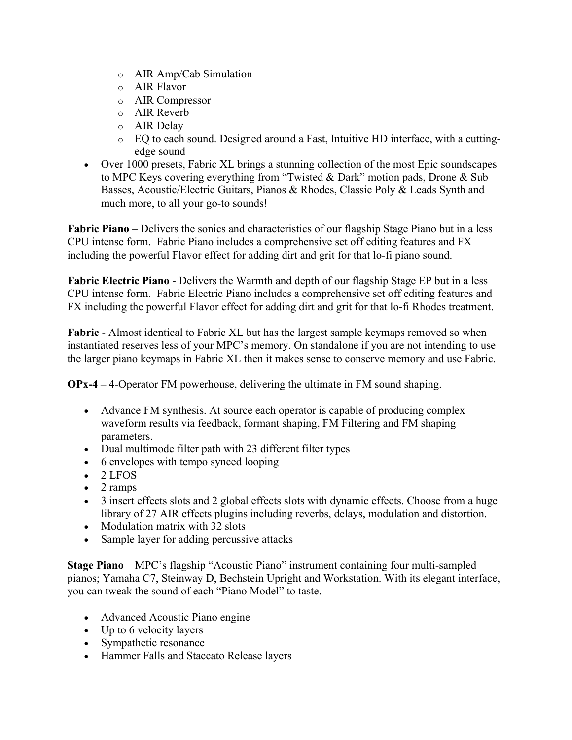- AIR Amp/Cab Simulation
  - AIR Flavor
  - AIR Compressor
  - AIR Reverb
  - AIR Delay
  - EQ to each sound. Designed around a Fast, Intuitive HD interface, with a cutting-edge sound
- Over 1000 presets, Fabric XL brings a stunning collection of the most Epic soundscapes to MPC Keys covering everything from “Twisted & Dark” motion pads, Drone & Sub Basses, Acoustic/Electric Guitars, Pianos & Rhodes, Classic Poly & Leads Synth and much more, to all your go-to sounds!

**Fabric Piano** – Delivers the sonics and characteristics of our flagship Stage Piano but in a less CPU intense form. Fabric Piano includes a comprehensive set off editing features and FX including the powerful Flavor effect for adding dirt and grit for that lo-fi piano sound.

**Fabric Electric Piano** - Delivers the Warmth and depth of our flagship Stage EP but in a less CPU intense form. Fabric Electric Piano includes a comprehensive set off editing features and FX including the powerful Flavor effect for adding dirt and grit for that lo-fi Rhodes treatment.

**Fabric** - Almost identical to Fabric XL but has the largest sample keymaps removed so when instantiated reserves less of your MPC’s memory. On standalone if you are not intending to use the larger piano keymaps in Fabric XL then it makes sense to conserve memory and use Fabric.

**OPx-4 –** 4-Operator FM powerhouse, delivering the ultimate in FM sound shaping.

- Advance FM synthesis. At source each operator is capable of producing complex waveform results via feedback, formant shaping, FM Filtering and FM shaping parameters.
- Dual multimode filter path with 23 different filter types
- 6 envelopes with tempo synced looping
- 2 LFOS
- 2 ramps
- 3 insert effects slots and 2 global effects slots with dynamic effects. Choose from a huge library of 27 AIR effects plugins including reverbs, delays, modulation and distortion.
- Modulation matrix with 32 slots
- Sample layer for adding percussive attacks

**Stage Piano** – MPC’s flagship “Acoustic Piano” instrument containing four multi-sampled pianos; Yamaha C7, Steinway D, Bechstein Upright and Workstation. With its elegant interface, you can tweak the sound of each “Piano Model” to taste.

- Advanced Acoustic Piano engine
- Up to 6 velocity layers
- Sympathetic resonance
- Hammer Falls and Staccato Release layers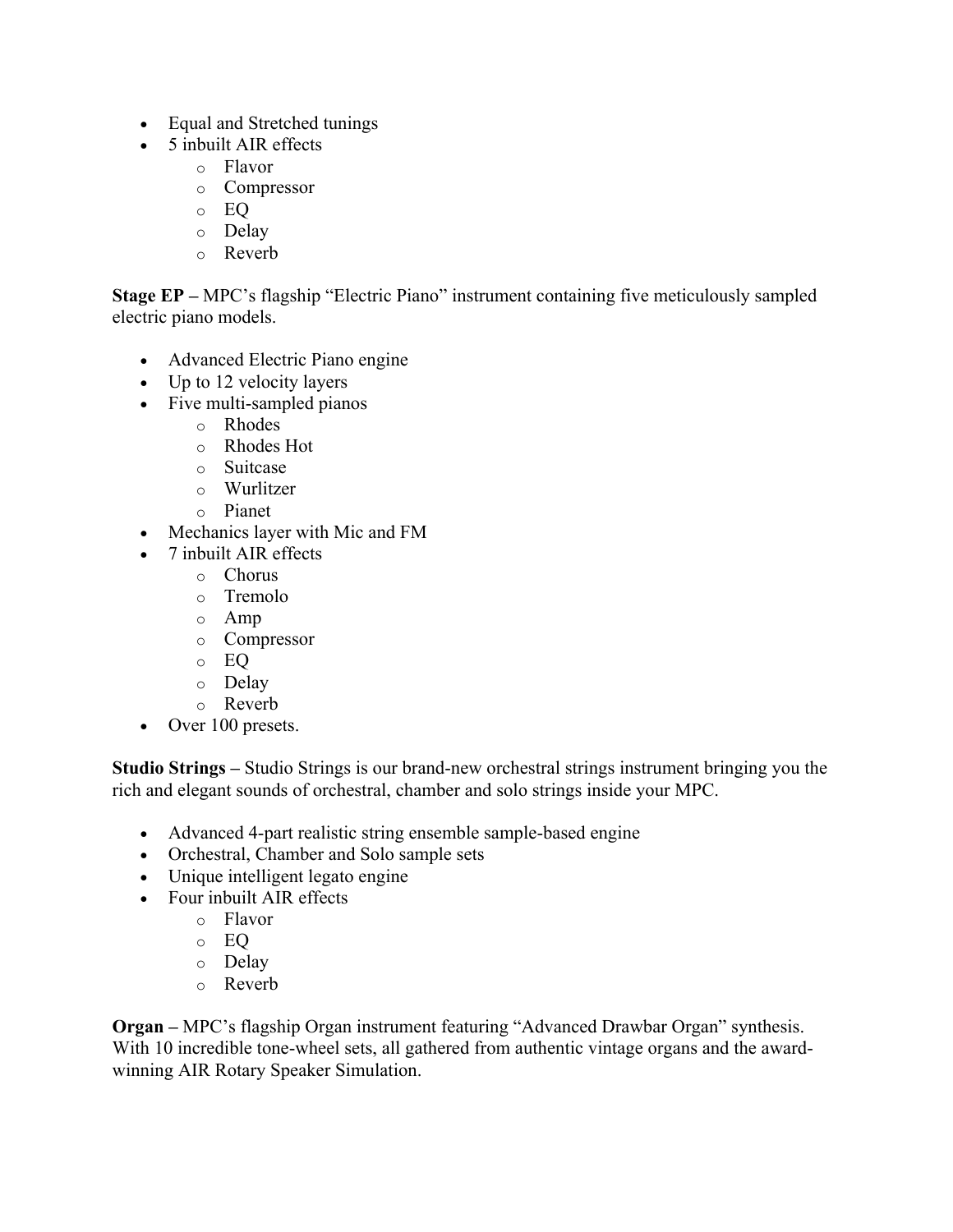- Equal and Stretched tunings
- 5 inbuilt AIR effects
  - Flavor
  - Compressor
  - EQ
  - Delay
  - Reverb

**Stage EP –** MPC's flagship "Electric Piano" instrument containing five meticulously sampled electric piano models.

- Advanced Electric Piano engine
- Up to 12 velocity layers
- Five multi-sampled pianos
  - Rhodes
  - Rhodes Hot
  - Suitcase
  - Wurlitzer
  - Pianet
- Mechanics layer with Mic and FM
- 7 inbuilt AIR effects
  - Chorus
  - Tremolo
  - Amp
  - Compressor
  - EQ
  - Delay
  - Reverb
- Over 100 presets.

**Studio Strings –** Studio Strings is our brand-new orchestral strings instrument bringing you the rich and elegant sounds of orchestral, chamber and solo strings inside your MPC.

- Advanced 4-part realistic string ensemble sample-based engine
- Orchestral, Chamber and Solo sample sets
- Unique intelligent legato engine
- Four inbuilt AIR effects
  - Flavor
  - EQ
  - Delay
  - Reverb

**Organ –** MPC's flagship Organ instrument featuring "Advanced Drawbar Organ" synthesis. With 10 incredible tone-wheel sets, all gathered from authentic vintage organs and the award-winning AIR Rotary Speaker Simulation.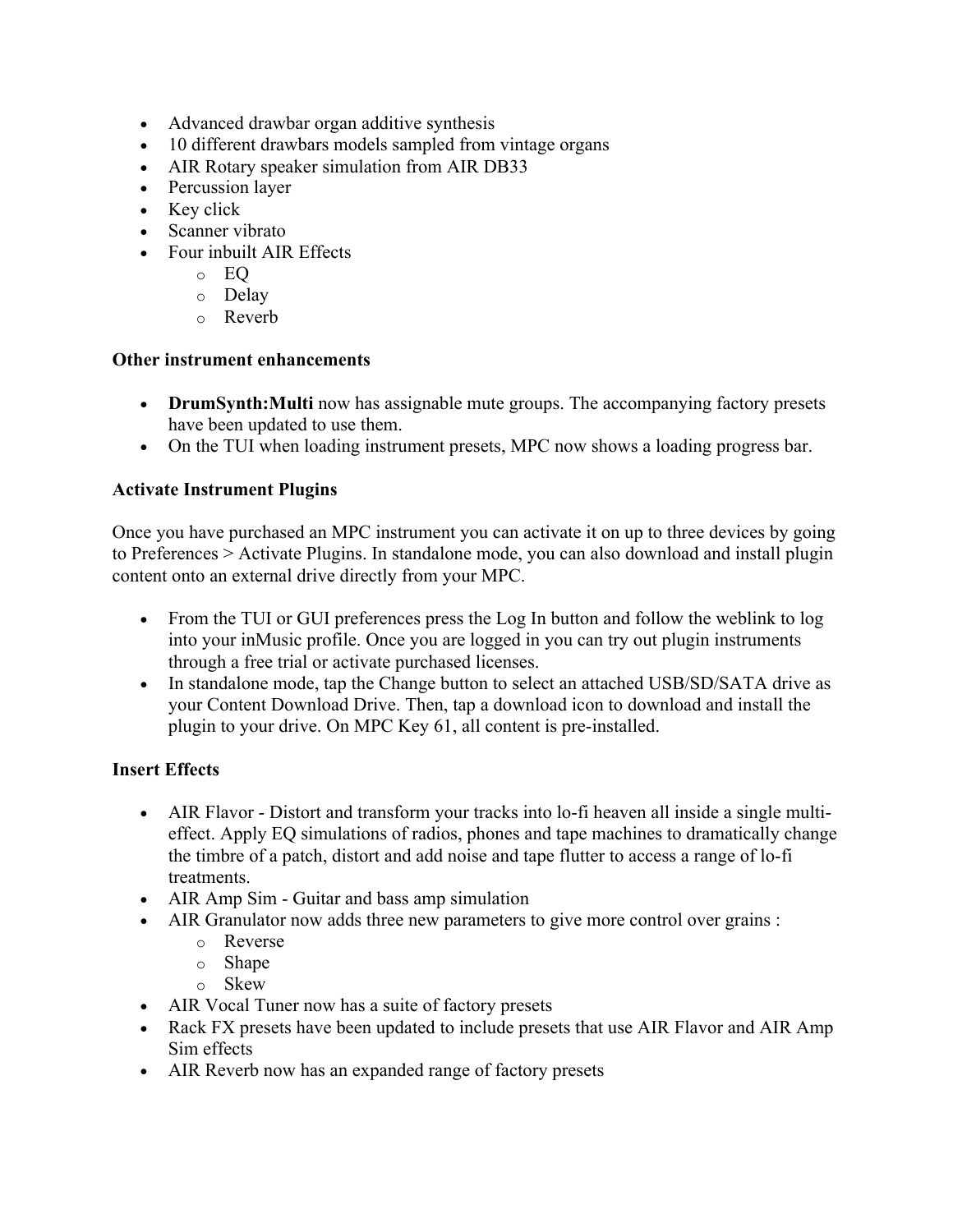- Advanced drawbar organ additive synthesis
- 10 different drawbars models sampled from vintage organs
- AIR Rotary speaker simulation from AIR DB33
- Percussion layer
- Key click
- Scanner vibrato
- Four inbuilt AIR Effects
  - EQ
  - Delay
  - Reverb

**Other instrument enhancements**

- **DrumSynth:Multi** now has assignable mute groups. The accompanying factory presets have been updated to use them.
- On the TUI when loading instrument presets, MPC now shows a loading progress bar.

**Activate Instrument Plugins**

Once you have purchased an MPC instrument you can activate it on up to three devices by going to Preferences > Activate Plugins. In standalone mode, you can also download and install plugin content onto an external drive directly from your MPC.

- From the TUI or GUI preferences press the Log In button and follow the weblink to log into your inMusic profile. Once you are logged in you can try out plugin instruments through a free trial or activate purchased licenses.
- In standalone mode, tap the Change button to select an attached USB/SD/SATA drive as your Content Download Drive. Then, tap a download icon to download and install the plugin to your drive. On MPC Key 61, all content is pre-installed.

**Insert Effects**

- AIR Flavor - Distort and transform your tracks into lo-fi heaven all inside a single multi-effect. Apply EQ simulations of radios, phones and tape machines to dramatically change the timbre of a patch, distort and add noise and tape flutter to access a range of lo-fi treatments.
- AIR Amp Sim - Guitar and bass amp simulation
- AIR Granulator now adds three new parameters to give more control over grains :
  - Reverse
  - Shape
  - Skew
- AIR Vocal Tuner now has a suite of factory presets
- Rack FX presets have been updated to include presets that use AIR Flavor and AIR Amp Sim effects
- AIR Reverb now has an expanded range of factory presets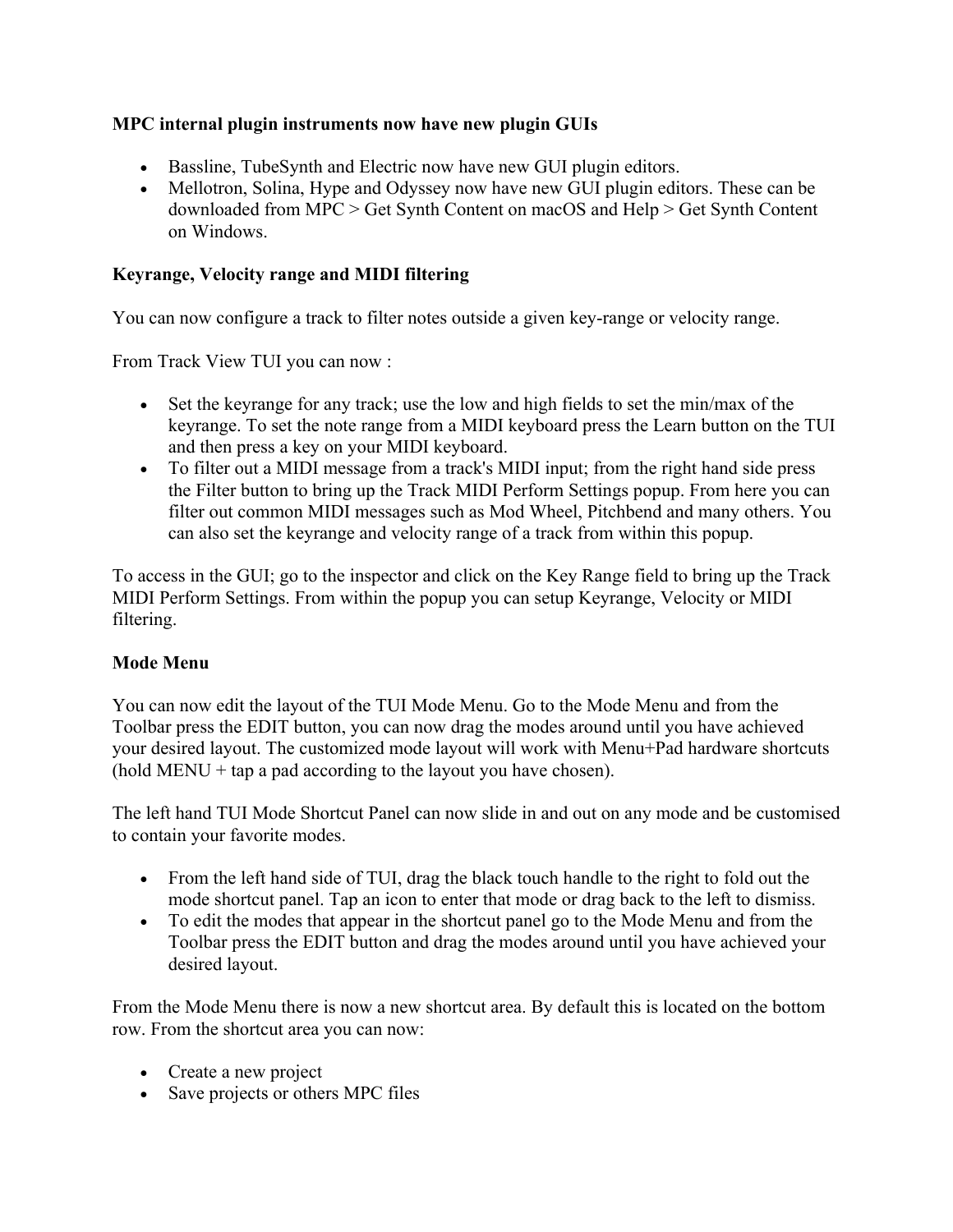**MPC internal plugin instruments now have new plugin GUIs**

- Bassline, TubeSynth and Electric now have new GUI plugin editors.
- Mellotron, Solina, Hype and Odyssey now have new GUI plugin editors. These can be downloaded from MPC > Get Synth Content on macOS and Help > Get Synth Content on Windows.

**Keyrange, Velocity range and MIDI filtering**

You can now configure a track to filter notes outside a given key-range or velocity range.

From Track View TUI you can now :

- Set the keyrange for any track; use the low and high fields to set the min/max of the keyrange. To set the note range from a MIDI keyboard press the Learn button on the TUI and then press a key on your MIDI keyboard.
- To filter out a MIDI message from a track's MIDI input; from the right hand side press the Filter button to bring up the Track MIDI Perform Settings popup. From here you can filter out common MIDI messages such as Mod Wheel, Pitchbend and many others. You can also set the keyrange and velocity range of a track from within this popup.

To access in the GUI; go to the inspector and click on the Key Range field to bring up the Track MIDI Perform Settings. From within the popup you can setup Keyrange, Velocity or MIDI filtering.

**Mode Menu**

You can now edit the layout of the TUI Mode Menu. Go to the Mode Menu and from the Toolbar press the EDIT button, you can now drag the modes around until you have achieved your desired layout. The customized mode layout will work with Menu+Pad hardware shortcuts (hold MENU + tap a pad according to the layout you have chosen).

The left hand TUI Mode Shortcut Panel can now slide in and out on any mode and be customised to contain your favorite modes.

- From the left hand side of TUI, drag the black touch handle to the right to fold out the mode shortcut panel. Tap an icon to enter that mode or drag back to the left to dismiss.
- To edit the modes that appear in the shortcut panel go to the Mode Menu and from the Toolbar press the EDIT button and drag the modes around until you have achieved your desired layout.

From the Mode Menu there is now a new shortcut area. By default this is located on the bottom row. From the shortcut area you can now:

- Create a new project
- Save projects or others MPC files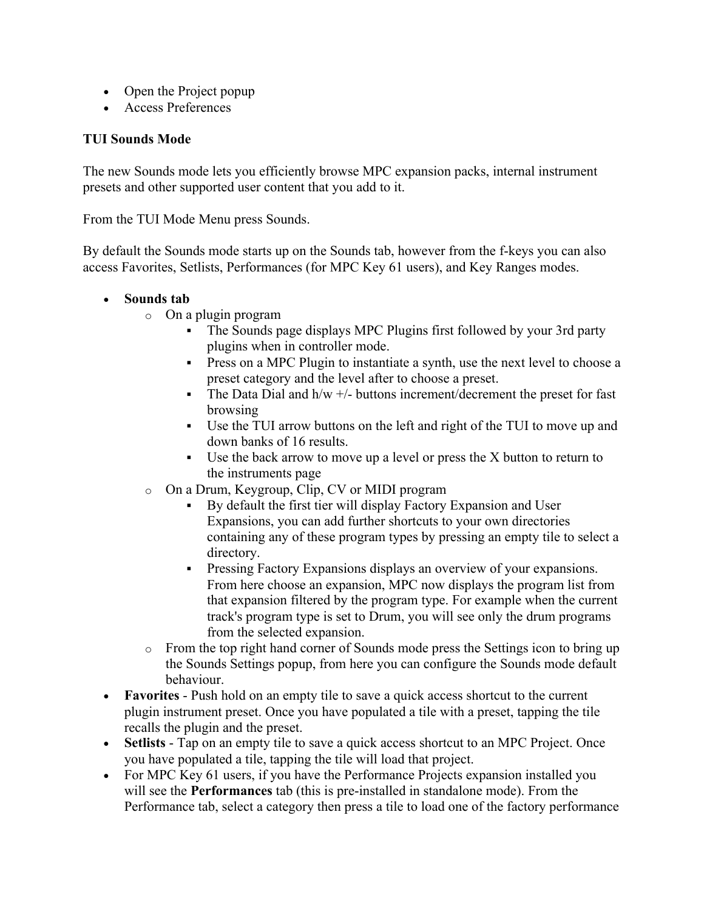- Open the Project popup
- Access Preferences

**TUI Sounds Mode**

The new Sounds mode lets you efficiently browse MPC expansion packs, internal instrument presets and other supported user content that you add to it.

From the TUI Mode Menu press Sounds.

By default the Sounds mode starts up on the Sounds tab, however from the f-keys you can also access Favorites, Setlists, Performances (for MPC Key 61 users), and Key Ranges modes.

- **Sounds tab**
  - On a plugin program
    - The Sounds page displays MPC Plugins first followed by your 3rd party plugins when in controller mode.
    - Press on a MPC Plugin to instantiate a synth, use the next level to choose a preset category and the level after to choose a preset.
    - The Data Dial and h/w +/- buttons increment/decrement the preset for fast browsing
    - Use the TUI arrow buttons on the left and right of the TUI to move up and down banks of 16 results.
    - Use the back arrow to move up a level or press the X button to return to the instruments page
  - On a Drum, Keygroup, Clip, CV or MIDI program
    - By default the first tier will display Factory Expansion and User Expansions, you can add further shortcuts to your own directories containing any of these program types by pressing an empty tile to select a directory.
    - Pressing Factory Expansions displays an overview of your expansions. From here choose an expansion, MPC now displays the program list from that expansion filtered by the program type. For example when the current track's program type is set to Drum, you will see only the drum programs from the selected expansion.
  - From the top right hand corner of Sounds mode press the Settings icon to bring up the Sounds Settings popup, from here you can configure the Sounds mode default behaviour.
- **Favorites** - Push hold on an empty tile to save a quick access shortcut to the current plugin instrument preset. Once you have populated a tile with a preset, tapping the tile recalls the plugin and the preset.
- **Setlists** - Tap on an empty tile to save a quick access shortcut to an MPC Project. Once you have populated a tile, tapping the tile will load that project.
- For MPC Key 61 users, if you have the Performance Projects expansion installed you will see the **Performances** tab (this is pre-installed in standalone mode). From the Performance tab, select a category then press a tile to load one of the factory performance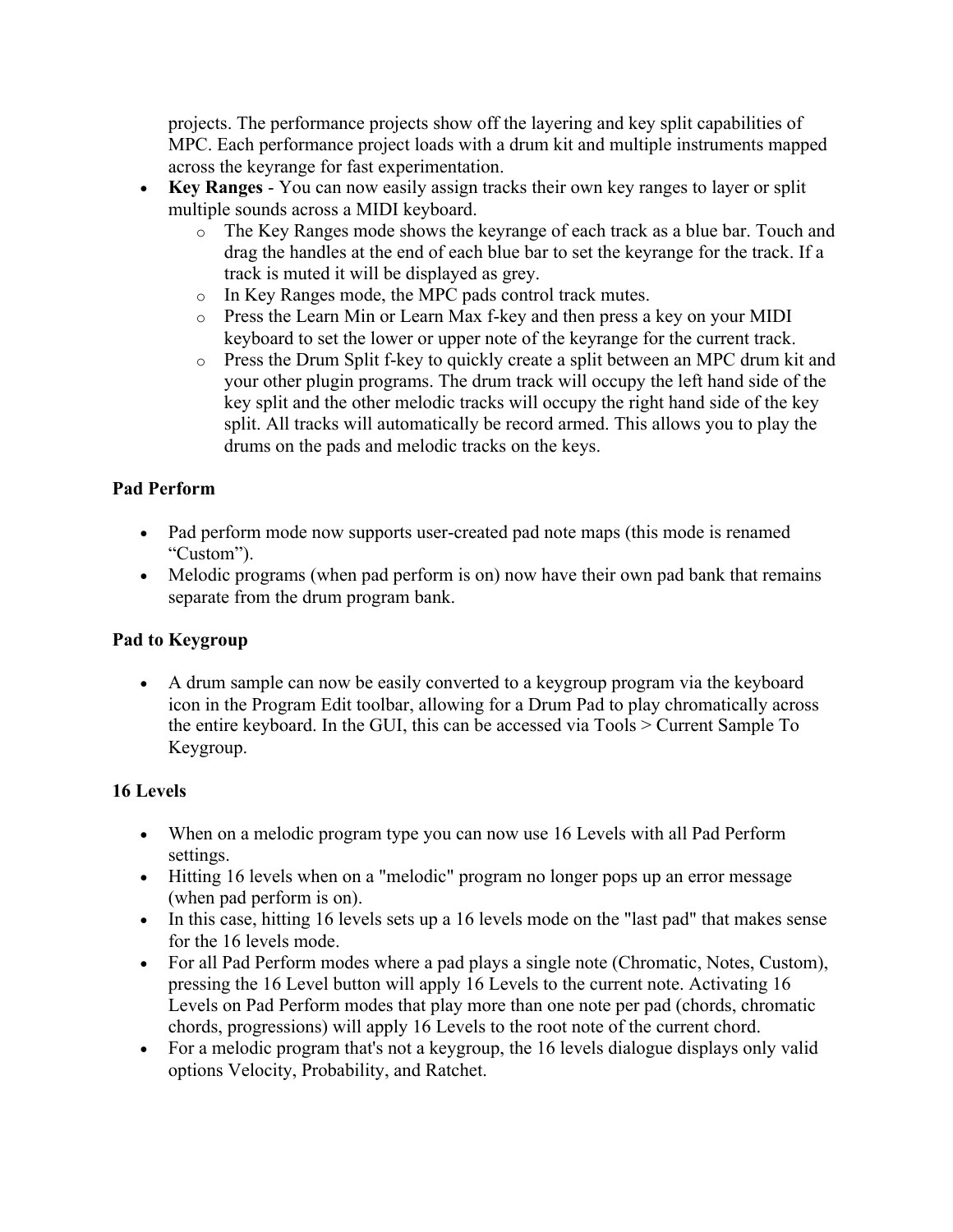projects. The performance projects show off the layering and key split capabilities of MPC. Each performance project loads with a drum kit and multiple instruments mapped across the keyrange for fast experimentation.

- **Key Ranges** - You can now easily assign tracks their own key ranges to layer or split multiple sounds across a MIDI keyboard.
    - The Key Ranges mode shows the keyrange of each track as a blue bar. Touch and drag the handles at the end of each blue bar to set the keyrange for the track. If a track is muted it will be displayed as grey.
    - In Key Ranges mode, the MPC pads control track mutes.
    - Press the Learn Min or Learn Max f-key and then press a key on your MIDI keyboard to set the lower or upper note of the keyrange for the current track.
    - Press the Drum Split f-key to quickly create a split between an MPC drum kit and your other plugin programs. The drum track will occupy the left hand side of the key split and the other melodic tracks will occupy the right hand side of the key split. All tracks will automatically be record armed. This allows you to play the drums on the pads and melodic tracks on the keys.

**Pad Perform**

- Pad perform mode now supports user-created pad note maps (this mode is renamed “Custom”).
- Melodic programs (when pad perform is on) now have their own pad bank that remains separate from the drum program bank.

**Pad to Keygroup**

- A drum sample can now be easily converted to a keygroup program via the keyboard icon in the Program Edit toolbar, allowing for a Drum Pad to play chromatically across the entire keyboard. In the GUI, this can be accessed via Tools > Current Sample To Keygroup.

**16 Levels**

- When on a melodic program type you can now use 16 Levels with all Pad Perform settings.
- Hitting 16 levels when on a "melodic" program no longer pops up an error message (when pad perform is on).
- In this case, hitting 16 levels sets up a 16 levels mode on the "last pad" that makes sense for the 16 levels mode.
- For all Pad Perform modes where a pad plays a single note (Chromatic, Notes, Custom), pressing the 16 Level button will apply 16 Levels to the current note. Activating 16 Levels on Pad Perform modes that play more than one note per pad (chords, chromatic chords, progressions) will apply 16 Levels to the root note of the current chord.
- For a melodic program that's not a keygroup, the 16 levels dialogue displays only valid options Velocity, Probability, and Ratchet.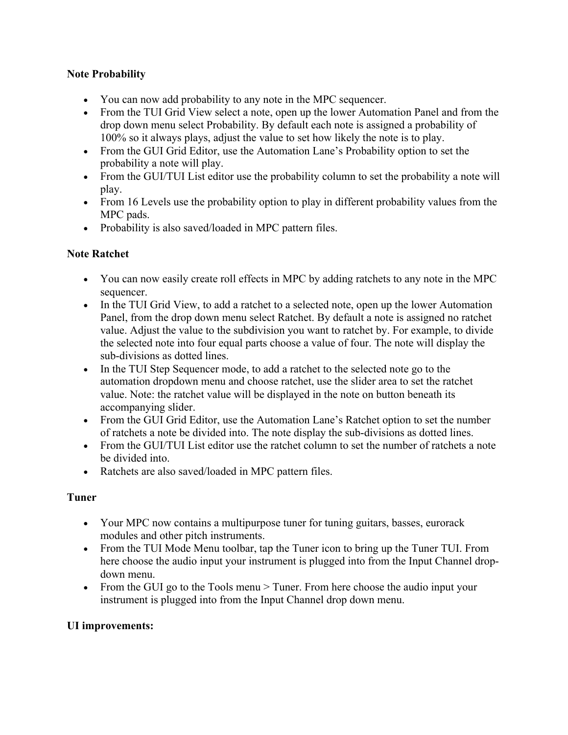**Note Probability**

- You can now add probability to any note in the MPC sequencer.
- From the TUI Grid View select a note, open up the lower Automation Panel and from the drop down menu select Probability. By default each note is assigned a probability of 100% so it always plays, adjust the value to set how likely the note is to play.
- From the GUI Grid Editor, use the Automation Lane's Probability option to set the probability a note will play.
- From the GUI/TUI List editor use the probability column to set the probability a note will play.
- From 16 Levels use the probability option to play in different probability values from the MPC pads.
- Probability is also saved/loaded in MPC pattern files.

**Note Ratchet**

- You can now easily create roll effects in MPC by adding ratchets to any note in the MPC sequencer.
- In the TUI Grid View, to add a ratchet to a selected note, open up the lower Automation Panel, from the drop down menu select Ratchet. By default a note is assigned no ratchet value. Adjust the value to the subdivision you want to ratchet by. For example, to divide the selected note into four equal parts choose a value of four. The note will display the sub-divisions as dotted lines.
- In the TUI Step Sequencer mode, to add a ratchet to the selected note go to the automation dropdown menu and choose ratchet, use the slider area to set the ratchet value. Note: the ratchet value will be displayed in the note on button beneath its accompanying slider.
- From the GUI Grid Editor, use the Automation Lane's Ratchet option to set the number of ratchets a note be divided into. The note display the sub-divisions as dotted lines.
- From the GUI/TUI List editor use the ratchet column to set the number of ratchets a note be divided into.
- Ratchets are also saved/loaded in MPC pattern files.

**Tuner**

- Your MPC now contains a multipurpose tuner for tuning guitars, basses, eurorack modules and other pitch instruments.
- From the TUI Mode Menu toolbar, tap the Tuner icon to bring up the Tuner TUI. From here choose the audio input your instrument is plugged into from the Input Channel drop-down menu.
- From the GUI go to the Tools menu > Tuner. From here choose the audio input your instrument is plugged into from the Input Channel drop down menu.

**UI improvements:**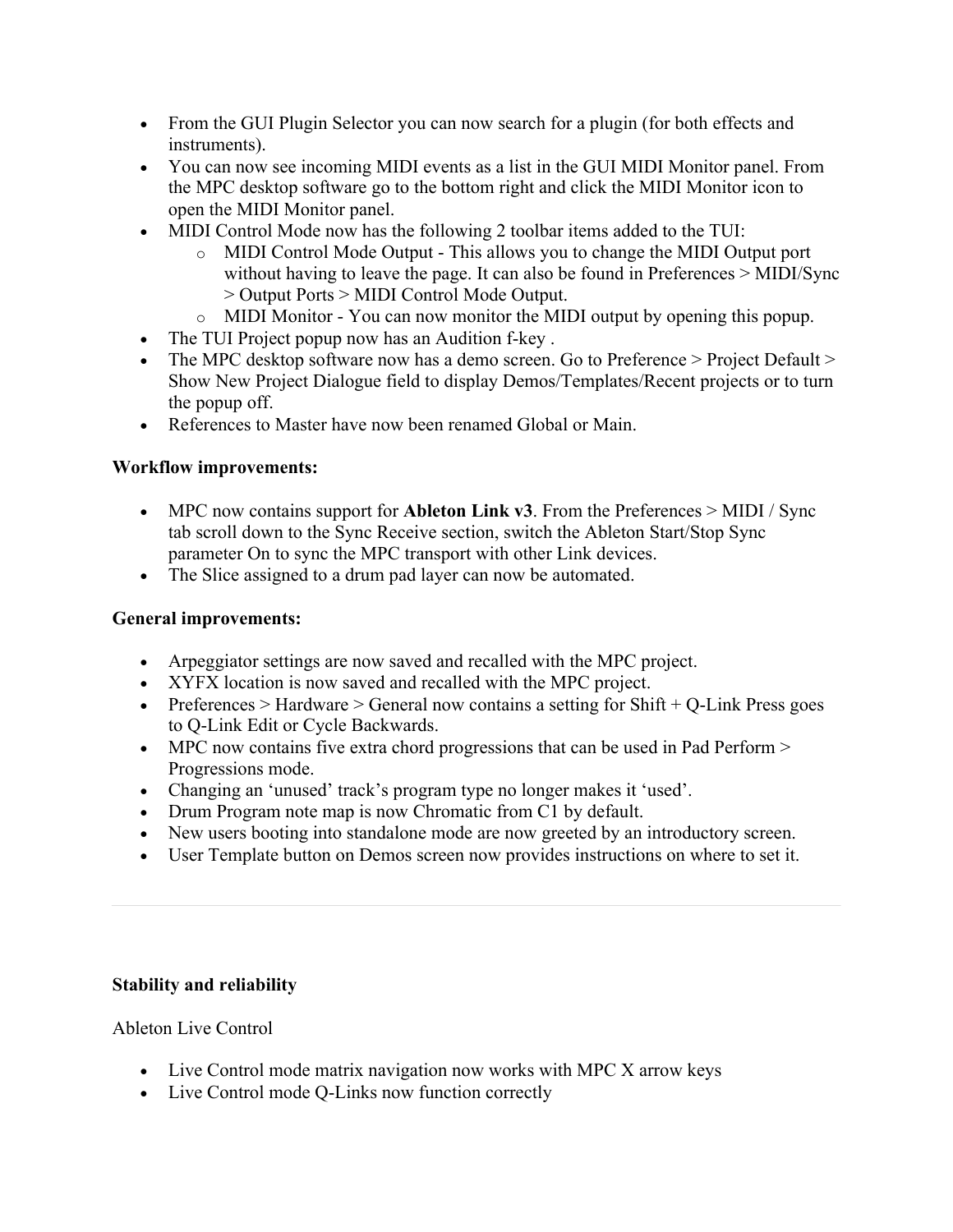- From the GUI Plugin Selector you can now search for a plugin (for both effects and instruments).
- You can now see incoming MIDI events as a list in the GUI MIDI Monitor panel. From the MPC desktop software go to the bottom right and click the MIDI Monitor icon to open the MIDI Monitor panel.
- MIDI Control Mode now has the following 2 toolbar items added to the TUI:
  - MIDI Control Mode Output - This allows you to change the MIDI Output port without having to leave the page. It can also be found in Preferences > MIDI/Sync > Output Ports > MIDI Control Mode Output.
  - MIDI Monitor - You can now monitor the MIDI output by opening this popup.
- The TUI Project popup now has an Audition f-key .
- The MPC desktop software now has a demo screen. Go to Preference > Project Default > Show New Project Dialogue field to display Demos/Templates/Recent projects or to turn the popup off.
- References to Master have now been renamed Global or Main.

**Workflow improvements:**

- MPC now contains support for **Ableton Link v3**. From the Preferences > MIDI / Sync tab scroll down to the Sync Receive section, switch the Ableton Start/Stop Sync parameter On to sync the MPC transport with other Link devices.
- The Slice assigned to a drum pad layer can now be automated.

**General improvements:**

- Arpeggiator settings are now saved and recalled with the MPC project.
- XYFX location is now saved and recalled with the MPC project.
- Preferences > Hardware > General now contains a setting for Shift + Q-Link Press goes to Q-Link Edit or Cycle Backwards.
- MPC now contains five extra chord progressions that can be used in Pad Perform > Progressions mode.
- Changing an 'unused' track's program type no longer makes it 'used'.
- Drum Program note map is now Chromatic from C1 by default.
- New users booting into standalone mode are now greeted by an introductory screen.
- User Template button on Demos screen now provides instructions on where to set it.

---

**Stability and reliability**

Ableton Live Control

- Live Control mode matrix navigation now works with MPC X arrow keys
- Live Control mode Q-Links now function correctly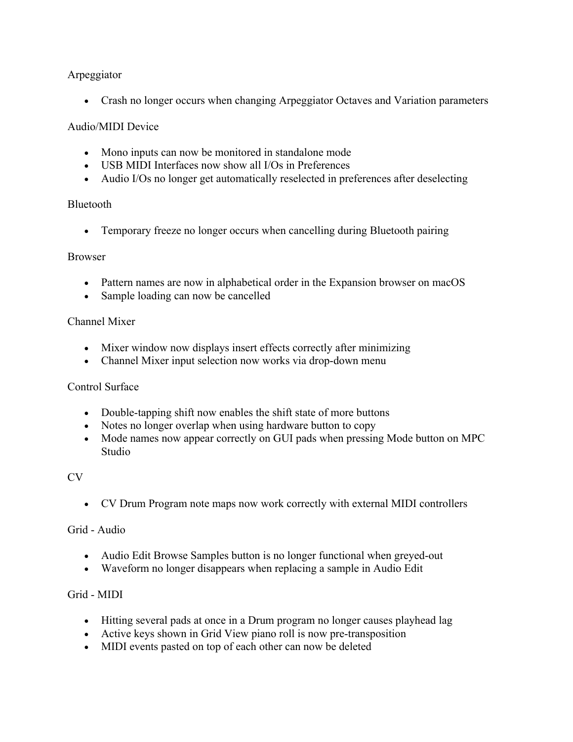Arpeggiator

- Crash no longer occurs when changing Arpeggiator Octaves and Variation parameters

Audio/MIDI Device

- Mono inputs can now be monitored in standalone mode
- USB MIDI Interfaces now show all I/Os in Preferences
- Audio I/Os no longer get automatically reselected in preferences after deselecting

Bluetooth

- Temporary freeze no longer occurs when cancelling during Bluetooth pairing

Browser

- Pattern names are now in alphabetical order in the Expansion browser on macOS
- Sample loading can now be cancelled

Channel Mixer

- Mixer window now displays insert effects correctly after minimizing
- Channel Mixer input selection now works via drop-down menu

Control Surface

- Double-tapping shift now enables the shift state of more buttons
- Notes no longer overlap when using hardware button to copy
- Mode names now appear correctly on GUI pads when pressing Mode button on MPC Studio

CV

- CV Drum Program note maps now work correctly with external MIDI controllers

Grid - Audio

- Audio Edit Browse Samples button is no longer functional when greyed-out
- Waveform no longer disappears when replacing a sample in Audio Edit

Grid - MIDI

- Hitting several pads at once in a Drum program no longer causes playhead lag
- Active keys shown in Grid View piano roll is now pre-transposition
- MIDI events pasted on top of each other can now be deleted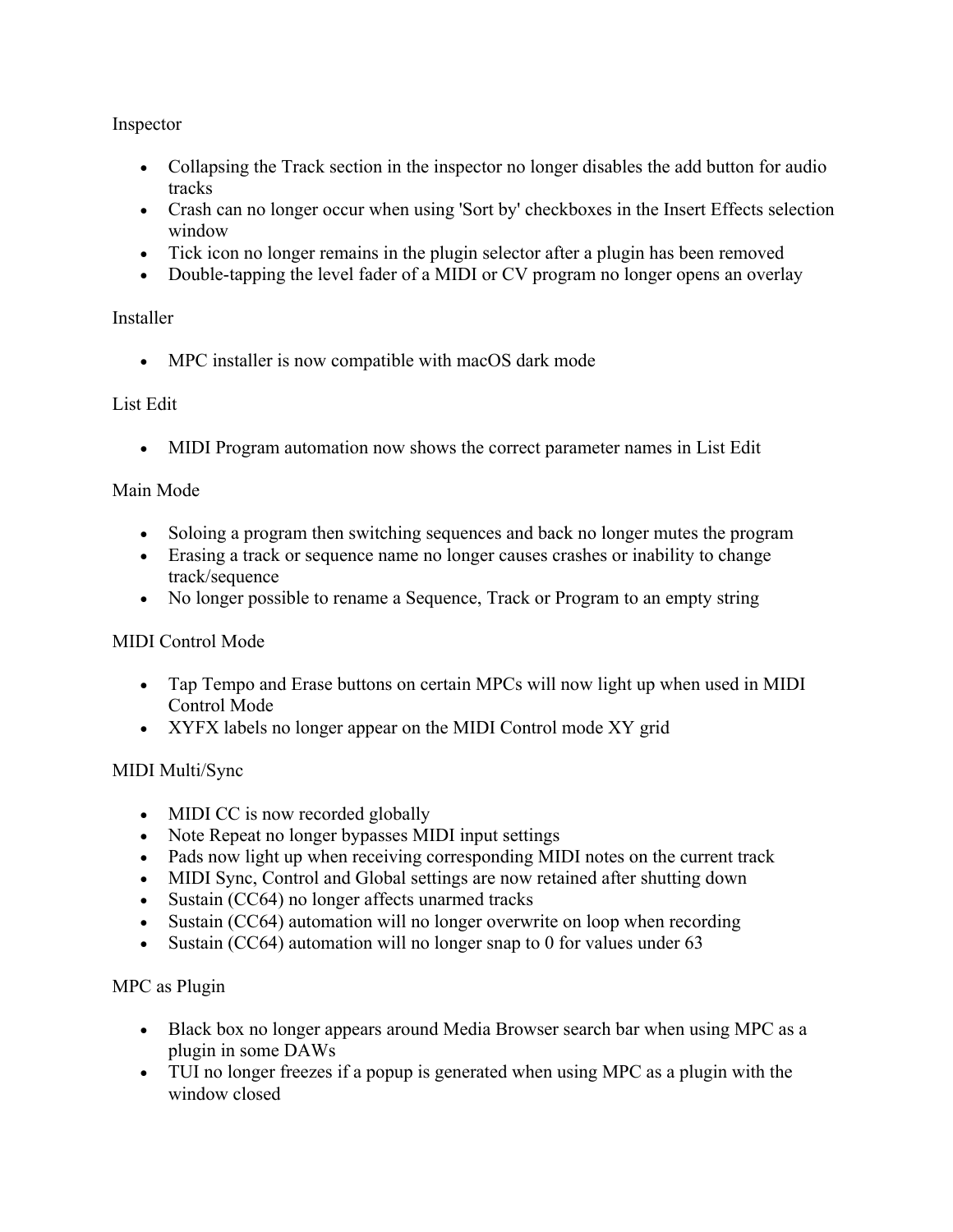Inspector

- Collapsing the Track section in the inspector no longer disables the add button for audio tracks
- Crash can no longer occur when using 'Sort by' checkboxes in the Insert Effects selection window
- Tick icon no longer remains in the plugin selector after a plugin has been removed
- Double-tapping the level fader of a MIDI or CV program no longer opens an overlay

Installer

- MPC installer is now compatible with macOS dark mode

List Edit

- MIDI Program automation now shows the correct parameter names in List Edit

Main Mode

- Soloing a program then switching sequences and back no longer mutes the program
- Erasing a track or sequence name no longer causes crashes or inability to change track/sequence
- No longer possible to rename a Sequence, Track or Program to an empty string

MIDI Control Mode

- Tap Tempo and Erase buttons on certain MPCs will now light up when used in MIDI Control Mode
- XYFX labels no longer appear on the MIDI Control mode XY grid

MIDI Multi/Sync

- MIDI CC is now recorded globally
- Note Repeat no longer bypasses MIDI input settings
- Pads now light up when receiving corresponding MIDI notes on the current track
- MIDI Sync, Control and Global settings are now retained after shutting down
- Sustain (CC64) no longer affects unarmed tracks
- Sustain (CC64) automation will no longer overwrite on loop when recording
- Sustain (CC64) automation will no longer snap to 0 for values under 63

MPC as Plugin

- Black box no longer appears around Media Browser search bar when using MPC as a plugin in some DAWs
- TUI no longer freezes if a popup is generated when using MPC as a plugin with the window closed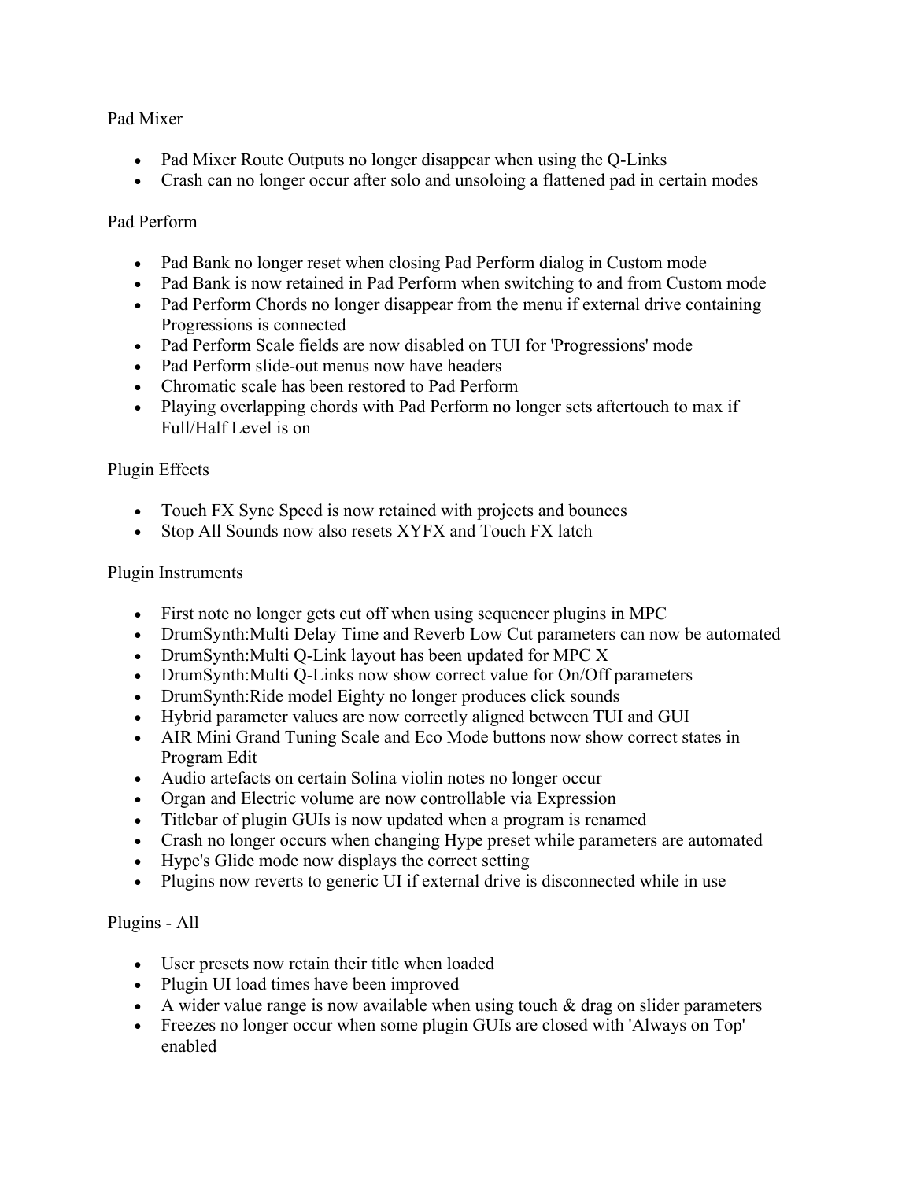Pad Mixer

- Pad Mixer Route Outputs no longer disappear when using the Q-Links
- Crash can no longer occur after solo and unsoloing a flattened pad in certain modes

Pad Perform

- Pad Bank no longer reset when closing Pad Perform dialog in Custom mode
- Pad Bank is now retained in Pad Perform when switching to and from Custom mode
- Pad Perform Chords no longer disappear from the menu if external drive containing Progressions is connected
- Pad Perform Scale fields are now disabled on TUI for 'Progressions' mode
- Pad Perform slide-out menus now have headers
- Chromatic scale has been restored to Pad Perform
- Playing overlapping chords with Pad Perform no longer sets aftertouch to max if Full/Half Level is on

Plugin Effects

- Touch FX Sync Speed is now retained with projects and bounces
- Stop All Sounds now also resets XYFX and Touch FX latch

Plugin Instruments

- First note no longer gets cut off when using sequencer plugins in MPC
- DrumSynth:Multi Delay Time and Reverb Low Cut parameters can now be automated
- DrumSynth:Multi Q-Link layout has been updated for MPC X
- DrumSynth:Multi Q-Links now show correct value for On/Off parameters
- DrumSynth:Ride model Eighty no longer produces click sounds
- Hybrid parameter values are now correctly aligned between TUI and GUI
- AIR Mini Grand Tuning Scale and Eco Mode buttons now show correct states in Program Edit
- Audio artefacts on certain Solina violin notes no longer occur
- Organ and Electric volume are now controllable via Expression
- Titlebar of plugin GUIs is now updated when a program is renamed
- Crash no longer occurs when changing Hype preset while parameters are automated
- Hype's Glide mode now displays the correct setting
- Plugins now reverts to generic UI if external drive is disconnected while in use

Plugins - All

- User presets now retain their title when loaded
- Plugin UI load times have been improved
- A wider value range is now available when using touch & drag on slider parameters
- Freezes no longer occur when some plugin GUIs are closed with 'Always on Top' enabled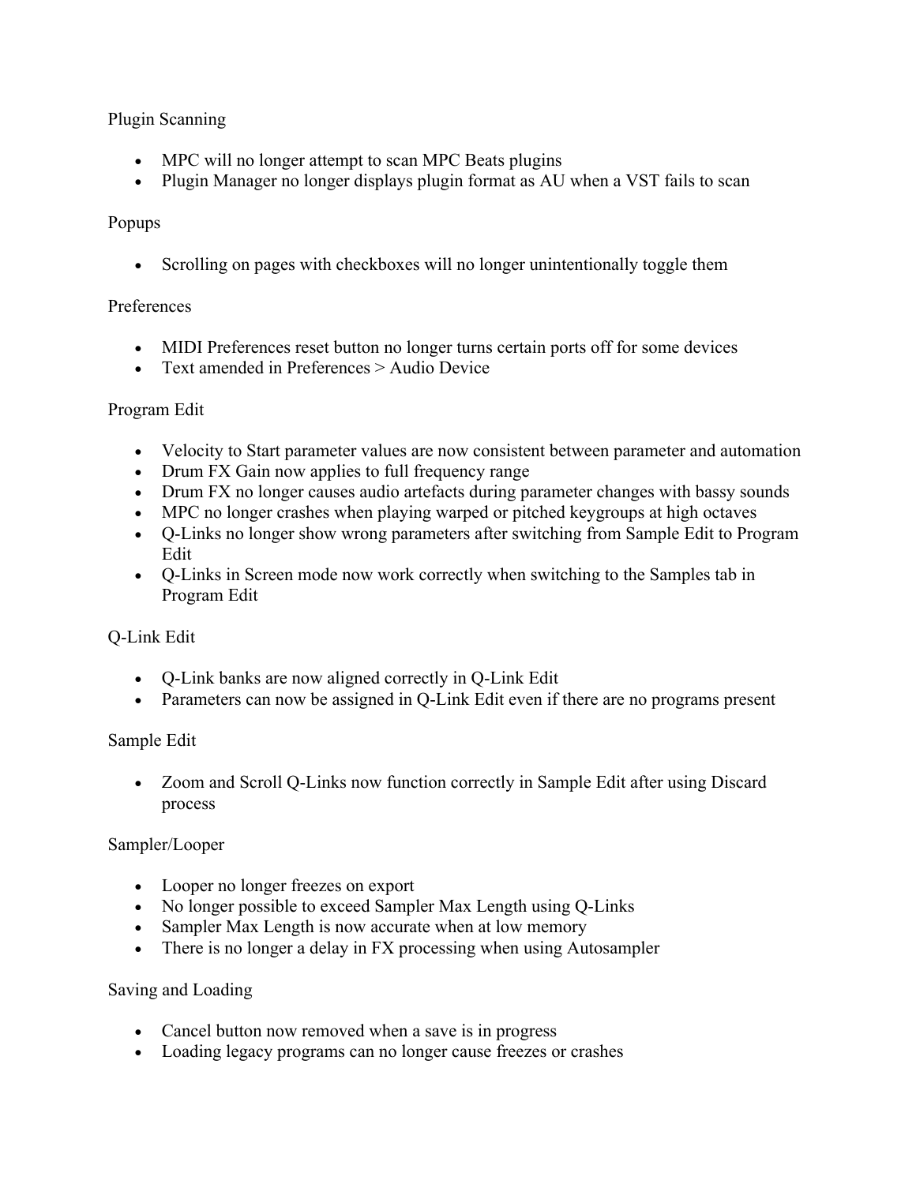### Plugin Scanning

- MPC will no longer attempt to scan MPC Beats plugins
- Plugin Manager no longer displays plugin format as AU when a VST fails to scan

### Popups

- Scrolling on pages with checkboxes will no longer unintentionally toggle them

### Preferences

- MIDI Preferences reset button no longer turns certain ports off for some devices
- Text amended in Preferences > Audio Device

### Program Edit

- Velocity to Start parameter values are now consistent between parameter and automation
- Drum FX Gain now applies to full frequency range
- Drum FX no longer causes audio artefacts during parameter changes with bassy sounds
- MPC no longer crashes when playing warped or pitched keygroups at high octaves
- Q-Links no longer show wrong parameters after switching from Sample Edit to Program Edit
- Q-Links in Screen mode now work correctly when switching to the Samples tab in Program Edit

### Q-Link Edit

- Q-Link banks are now aligned correctly in Q-Link Edit
- Parameters can now be assigned in Q-Link Edit even if there are no programs present

### Sample Edit

- Zoom and Scroll Q-Links now function correctly in Sample Edit after using Discard process

### Sampler/Looper

- Looper no longer freezes on export
- No longer possible to exceed Sampler Max Length using Q-Links
- Sampler Max Length is now accurate when at low memory
- There is no longer a delay in FX processing when using Autosampler

### Saving and Loading

- Cancel button now removed when a save is in progress
- Loading legacy programs can no longer cause freezes or crashes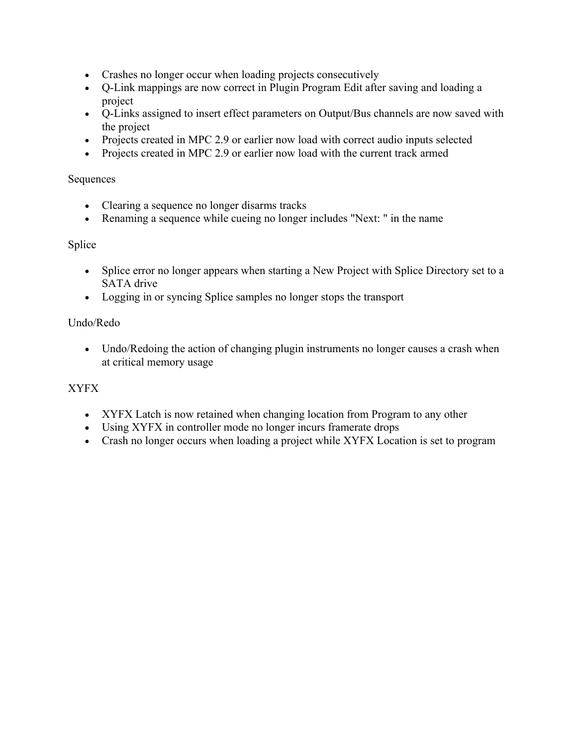- Crashes no longer occur when loading projects consecutively
- Q-Link mappings are now correct in Plugin Program Edit after saving and loading a project
- Q-Links assigned to insert effect parameters on Output/Bus channels are now saved with the project
- Projects created in MPC 2.9 or earlier now load with correct audio inputs selected
- Projects created in MPC 2.9 or earlier now load with the current track armed

Sequences

- Clearing a sequence no longer disarms tracks
- Renaming a sequence while cueing no longer includes "Next: " in the name

Splice

- Splice error no longer appears when starting a New Project with Splice Directory set to a SATA drive
- Logging in or syncing Splice samples no longer stops the transport

Undo/Redo

- Undo/Redoing the action of changing plugin instruments no longer causes a crash when at critical memory usage

XYFX

- XYFX Latch is now retained when changing location from Program to any other
- Using XYFX in controller mode no longer incurs framerate drops
- Crash no longer occurs when loading a project while XYFX Location is set to program